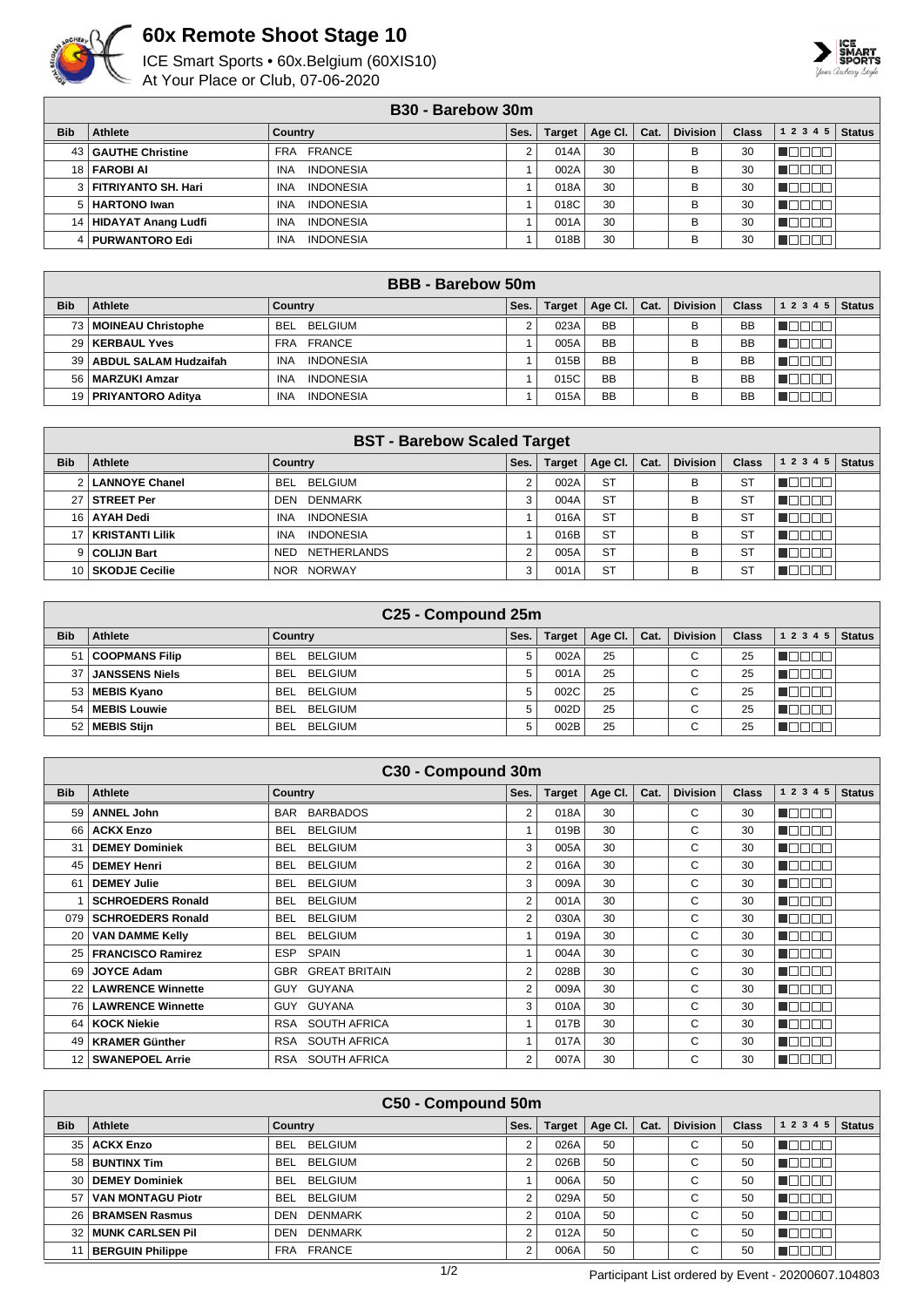# 60x Remote Shoot Stage 10

ICE Smart Sports • 60x.Belgium (60XIS10)
At Your Place or Club, 07-06-2020

## B30 - Barebow 30m

| Bib | Athlete | Country | Ses. | Target | Age Cl. | Cat. | Division | Class | 1 2 3 4 5 | Status |
|---|---|---|---|---|---|---|---|---|---|---|
| 43 | **GAUTHE Christine** | FRA FRANCE | 2 | 014A | 30 | | B | 30 | | |
| 18 | **FAROBI Al** | INA INDONESIA | 1 | 002A | 30 | | B | 30 | | |
| 3 | **FITRIYANTO SH. Hari** | INA INDONESIA | 1 | 018A | 30 | | B | 30 | | |
| 5 | **HARTONO Iwan** | INA INDONESIA | 1 | 018C | 30 | | B | 30 | | |
| 14 | **HIDAYAT Anang Ludfi** | INA INDONESIA | 1 | 001A | 30 | | B | 30 | | |
| 4 | **PURWANTORO Edi** | INA INDONESIA | 1 | 018B | 30 | | B | 30 | | |

## BBB - Barebow 50m

| Bib | Athlete | Country | Ses. | Target | Age Cl. | Cat. | Division | Class | 1 2 3 4 5 | Status |
|---|---|---|---|---|---|---|---|---|---|---|
| 73 | **MOINEAU Christophe** | BEL BELGIUM | 2 | 023A | BB | | B | BB | | |
| 29 | **KERBAUL Yves** | FRA FRANCE | 1 | 005A | BB | | B | BB | | |
| 39 | **ABDUL SALAM Hudzaifah** | INA INDONESIA | 1 | 015B | BB | | B | BB | | |
| 56 | **MARZUKI Amzar** | INA INDONESIA | 1 | 015C | BB | | B | BB | | |
| 19 | **PRIYANTORO Aditya** | INA INDONESIA | 1 | 015A | BB | | B | BB | | |

## BST - Barebow Scaled Target

| Bib | Athlete | Country | Ses. | Target | Age Cl. | Cat. | Division | Class | 1 2 3 4 5 | Status |
|---|---|---|---|---|---|---|---|---|---|---|
| 2 | **LANNOYE Chanel** | BEL BELGIUM | 2 | 002A | ST | | B | ST | | |
| 27 | **STREET Per** | DEN DENMARK | 3 | 004A | ST | | B | ST | | |
| 16 | **AYAH Dedi** | INA INDONESIA | 1 | 016A | ST | | B | ST | | |
| 17 | **KRISTANTI Lilik** | INA INDONESIA | 1 | 016B | ST | | B | ST | | |
| 9 | **COLIJN Bart** | NED NETHERLANDS | 2 | 005A | ST | | B | ST | | |
| 10 | **SKODJE Cecilie** | NOR NORWAY | 3 | 001A | ST | | B | ST | | |

## C25 - Compound 25m

| Bib | Athlete | Country | Ses. | Target | Age Cl. | Cat. | Division | Class | 1 2 3 4 5 | Status |
|---|---|---|---|---|---|---|---|---|---|---|
| 51 | **COOPMANS Filip** | BEL BELGIUM | 5 | 002A | 25 | | C | 25 | | |
| 37 | **JANSSENS Niels** | BEL BELGIUM | 5 | 001A | 25 | | C | 25 | | |
| 53 | **MEBIS Kyano** | BEL BELGIUM | 5 | 002C | 25 | | C | 25 | | |
| 54 | **MEBIS Louwie** | BEL BELGIUM | 5 | 002D | 25 | | C | 25 | | |
| 52 | **MEBIS Stijn** | BEL BELGIUM | 5 | 002B | 25 | | C | 25 | | |

## C30 - Compound 30m

| Bib | Athlete | Country | Ses. | Target | Age Cl. | Cat. | Division | Class | 1 2 3 4 5 | Status |
|---|---|---|---|---|---|---|---|---|---|---|
| 59 | **ANNEL John** | BAR BARBADOS | 2 | 018A | 30 | | C | 30 | | |
| 66 | **ACKX Enzo** | BEL BELGIUM | 1 | 019B | 30 | | C | 30 | | |
| 31 | **DEMEY Dominiek** | BEL BELGIUM | 3 | 005A | 30 | | C | 30 | | |
| 45 | **DEMEY Henri** | BEL BELGIUM | 2 | 016A | 30 | | C | 30 | | |
| 61 | **DEMEY Julie** | BEL BELGIUM | 3 | 009A | 30 | | C | 30 | | |
| 1 | **SCHROEDERS Ronald** | BEL BELGIUM | 2 | 001A | 30 | | C | 30 | | |
| 079 | **SCHROEDERS Ronald** | BEL BELGIUM | 2 | 030A | 30 | | C | 30 | | |
| 20 | **VAN DAMME Kelly** | BEL BELGIUM | 1 | 019A | 30 | | C | 30 | | |
| 25 | **FRANCISCO Ramirez** | ESP SPAIN | 1 | 004A | 30 | | C | 30 | | |
| 69 | **JOYCE Adam** | GBR GREAT BRITAIN | 2 | 028B | 30 | | C | 30 | | |
| 22 | **LAWRENCE Winnette** | GUY GUYANA | 2 | 009A | 30 | | C | 30 | | |
| 76 | **LAWRENCE Winnette** | GUY GUYANA | 3 | 010A | 30 | | C | 30 | | |
| 64 | **KOCK Niekie** | RSA SOUTH AFRICA | 1 | 017B | 30 | | C | 30 | | |
| 49 | **KRAMER Günther** | RSA SOUTH AFRICA | 1 | 017A | 30 | | C | 30 | | |
| 12 | **SWANEPOEL Arrie** | RSA SOUTH AFRICA | 2 | 007A | 30 | | C | 30 | | |

## C50 - Compound 50m

| Bib | Athlete | Country | Ses. | Target | Age Cl. | Cat. | Division | Class | 1 2 3 4 5 | Status |
|---|---|---|---|---|---|---|---|---|---|---|
| 35 | **ACKX Enzo** | BEL BELGIUM | 2 | 026A | 50 | | C | 50 | | |
| 58 | **BUNTINX Tim** | BEL BELGIUM | 2 | 026B | 50 | | C | 50 | | |
| 30 | **DEMEY Dominiek** | BEL BELGIUM | 1 | 006A | 50 | | C | 50 | | |
| 57 | **VAN MONTAGU Piotr** | BEL BELGIUM | 2 | 029A | 50 | | C | 50 | | |
| 26 | **BRAMSEN Rasmus** | DEN DENMARK | 2 | 010A | 50 | | C | 50 | | |
| 32 | **MUNK CARLSEN Pil** | DEN DENMARK | 2 | 012A | 50 | | C | 50 | | |
| 11 | **BERGUIN Philippe** | FRA FRANCE | 2 | 006A | 50 | | C | 50 | | |

Participant List ordered by Event - 20200607.104803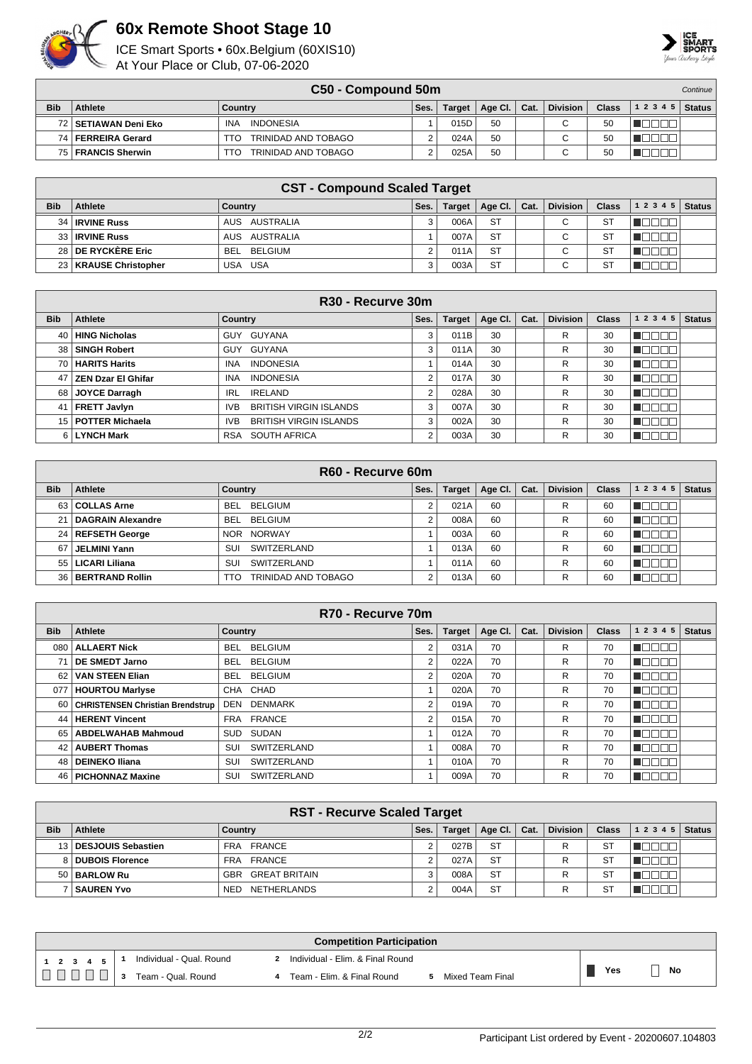# 60x Remote Shoot Stage 10

ICE Smart Sports • 60x.Belgium (60XIS10)
At Your Place or Club, 07-06-2020

## C50 - Compound 50m

*Continue*

| Bib | Athlete | Country | Ses. | Target | Age Cl. | Cat. | Division | Class | 1 2 3 4 5 | Status |
|---|---|---|---|---|---|---|---|---|---|---|
| 72 | **SETIAWAN Deni Eko** | INA INDONESIA | 1 | 015D | 50 | | C | 50 | ■□□□□ | |
| 74 | **FERREIRA Gerard** | TTO TRINIDAD AND TOBAGO | 2 | 024A | 50 | | C | 50 | ■□□□□ | |
| 75 | **FRANCIS Sherwin** | TTO TRINIDAD AND TOBAGO | 2 | 025A | 50 | | C | 50 | ■□□□□ | |

## CST - Compound Scaled Target

| Bib | Athlete | Country | Ses. | Target | Age Cl. | Cat. | Division | Class | 1 2 3 4 5 | Status |
|---|---|---|---|---|---|---|---|---|---|---|
| 34 | **IRVINE Russ** | AUS AUSTRALIA | 3 | 006A | ST | | C | ST | ■□□□□ | |
| 33 | **IRVINE Russ** | AUS AUSTRALIA | 1 | 007A | ST | | C | ST | ■□□□□ | |
| 28 | **DE RYCKÈRE Eric** | BEL BELGIUM | 2 | 011A | ST | | C | ST | ■□□□□ | |
| 23 | **KRAUSE Christopher** | USA USA | 3 | 003A | ST | | C | ST | ■□□□□ | |

## R30 - Recurve 30m

| Bib | Athlete | Country | Ses. | Target | Age Cl. | Cat. | Division | Class | 1 2 3 4 5 | Status |
|---|---|---|---|---|---|---|---|---|---|---|
| 40 | **HING Nicholas** | GUY GUYANA | 3 | 011B | 30 | | R | 30 | ■□□□□ | |
| 38 | **SINGH Robert** | GUY GUYANA | 3 | 011A | 30 | | R | 30 | ■□□□□ | |
| 70 | **HARITS Harits** | INA INDONESIA | 1 | 014A | 30 | | R | 30 | ■□□□□ | |
| 47 | **ZEN Dzar El Ghifar** | INA INDONESIA | 2 | 017A | 30 | | R | 30 | ■□□□□ | |
| 68 | **JOYCE Darragh** | IRL IRELAND | 2 | 028A | 30 | | R | 30 | ■□□□□ | |
| 41 | **FRETT Javlyn** | IVB BRITISH VIRGIN ISLANDS | 3 | 007A | 30 | | R | 30 | ■□□□□ | |
| 15 | **POTTER Michaela** | IVB BRITISH VIRGIN ISLANDS | 3 | 002A | 30 | | R | 30 | ■□□□□ | |
| 6 | **LYNCH Mark** | RSA SOUTH AFRICA | 2 | 003A | 30 | | R | 30 | ■□□□□ | |

## R60 - Recurve 60m

| Bib | Athlete | Country | Ses. | Target | Age Cl. | Cat. | Division | Class | 1 2 3 4 5 | Status |
|---|---|---|---|---|---|---|---|---|---|---|
| 63 | **COLLAS Arne** | BEL BELGIUM | 2 | 021A | 60 | | R | 60 | ■□□□□ | |
| 21 | **DAGRAIN Alexandre** | BEL BELGIUM | 2 | 008A | 60 | | R | 60 | ■□□□□ | |
| 24 | **REFSETH George** | NOR NORWAY | 1 | 003A | 60 | | R | 60 | ■□□□□ | |
| 67 | **JELMINI Yann** | SUI SWITZERLAND | 1 | 013A | 60 | | R | 60 | ■□□□□ | |
| 55 | **LICARI Liliana** | SUI SWITZERLAND | 1 | 011A | 60 | | R | 60 | ■□□□□ | |
| 36 | **BERTRAND Rollin** | TTO TRINIDAD AND TOBAGO | 2 | 013A | 60 | | R | 60 | ■□□□□ | |

## R70 - Recurve 70m

| Bib | Athlete | Country | Ses. | Target | Age Cl. | Cat. | Division | Class | 1 2 3 4 5 | Status |
|---|---|---|---|---|---|---|---|---|---|---|
| 080 | **ALLAERT Nick** | BEL BELGIUM | 2 | 031A | 70 | | R | 70 | ■□□□□ | |
| 71 | **DE SMEDT Jarno** | BEL BELGIUM | 2 | 022A | 70 | | R | 70 | ■□□□□ | |
| 62 | **VAN STEEN Elian** | BEL BELGIUM | 2 | 020A | 70 | | R | 70 | ■□□□□ | |
| 077 | **HOURTOU Marlyse** | CHA CHAD | 1 | 020A | 70 | | R | 70 | ■□□□□ | |
| 60 | **CHRISTENSEN Christian Brendstrup** | DEN DENMARK | 2 | 019A | 70 | | R | 70 | ■□□□□ | |
| 44 | **HERENT Vincent** | FRA FRANCE | 2 | 015A | 70 | | R | 70 | ■□□□□ | |
| 65 | **ABDELWAHAB Mahmoud** | SUD SUDAN | 1 | 012A | 70 | | R | 70 | ■□□□□ | |
| 42 | **AUBERT Thomas** | SUI SWITZERLAND | 1 | 008A | 70 | | R | 70 | ■□□□□ | |
| 48 | **DEINEKO Iliana** | SUI SWITZERLAND | 1 | 010A | 70 | | R | 70 | ■□□□□ | |
| 46 | **PICHONNAZ Maxine** | SUI SWITZERLAND | 1 | 009A | 70 | | R | 70 | ■□□□□ | |

## RST - Recurve Scaled Target

| Bib | Athlete | Country | Ses. | Target | Age Cl. | Cat. | Division | Class | 1 2 3 4 5 | Status |
|---|---|---|---|---|---|---|---|---|---|---|
| 13 | **DESJOUIS Sebastien** | FRA FRANCE | 2 | 027B | ST | | R | ST | ■□□□□ | |
| 8 | **DUBOIS Florence** | FRA FRANCE | 2 | 027A | ST | | R | ST | ■□□□□ | |
| 50 | **BARLOW Ru** | GBR GREAT BRITAIN | 3 | 008A | ST | | R | ST | ■□□□□ | |
| 7 | **SAUREN Yvo** | NED NETHERLANDS | 2 | 004A | ST | | R | ST | ■□□□□ | |

## Competition Participation

1 2 3 4 5: 1 Individual - Qual. Round; 2 Individual - Elim. & Final Round; 3 Team - Qual. Round; 4 Team - Elim. & Final Round; 5 Mixed Team Final

■ Yes □ No

Participant List ordered by Event - 20200607.104803